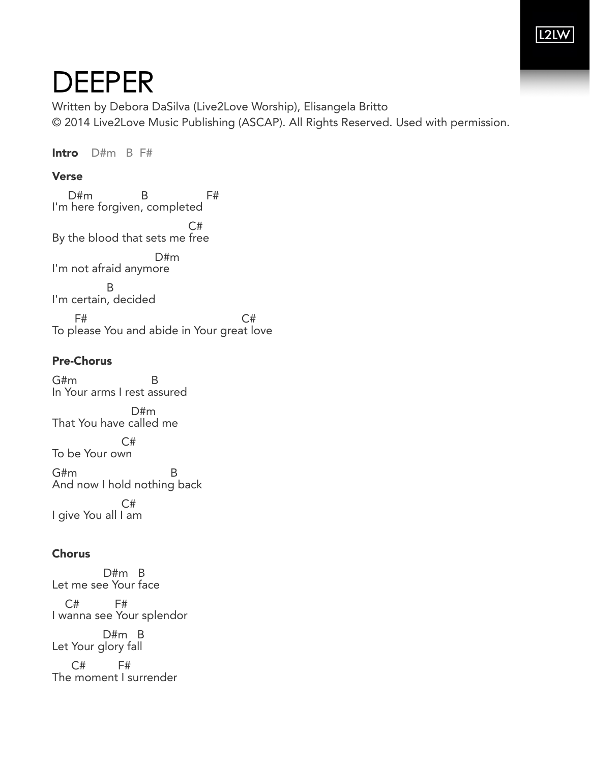# DEEPER

Written by Debora DaSilva (Live2Love Worship), Elisangela Britto
© 2014 Live2Love Music Publishing (ASCAP). All Rights Reserved. Used with permission.

**Intro** D#m B F#

**Verse**

```
    D#m            B                 F#
I'm here forgiven, completed
                                  C#
By the blood that sets me free
                           D#m
I'm not afraid anymore
             B
I'm certain, decided
      F#                                    C#
To please You and abide in Your great love
```

**Pre-Chorus**

```
G#m                     B
In Your arms I rest assured
                    D#m
That You have called me
                C#
To be Your own
G#m                          B
And now I hold nothing back
                C#
I give You all I am
```

**Chorus**

```
            D#m   B
Let me see Your face
   C#          F#
I wanna see Your splendor
            D#m   B
Let Your glory fall
     C#         F#
The moment I surrender
```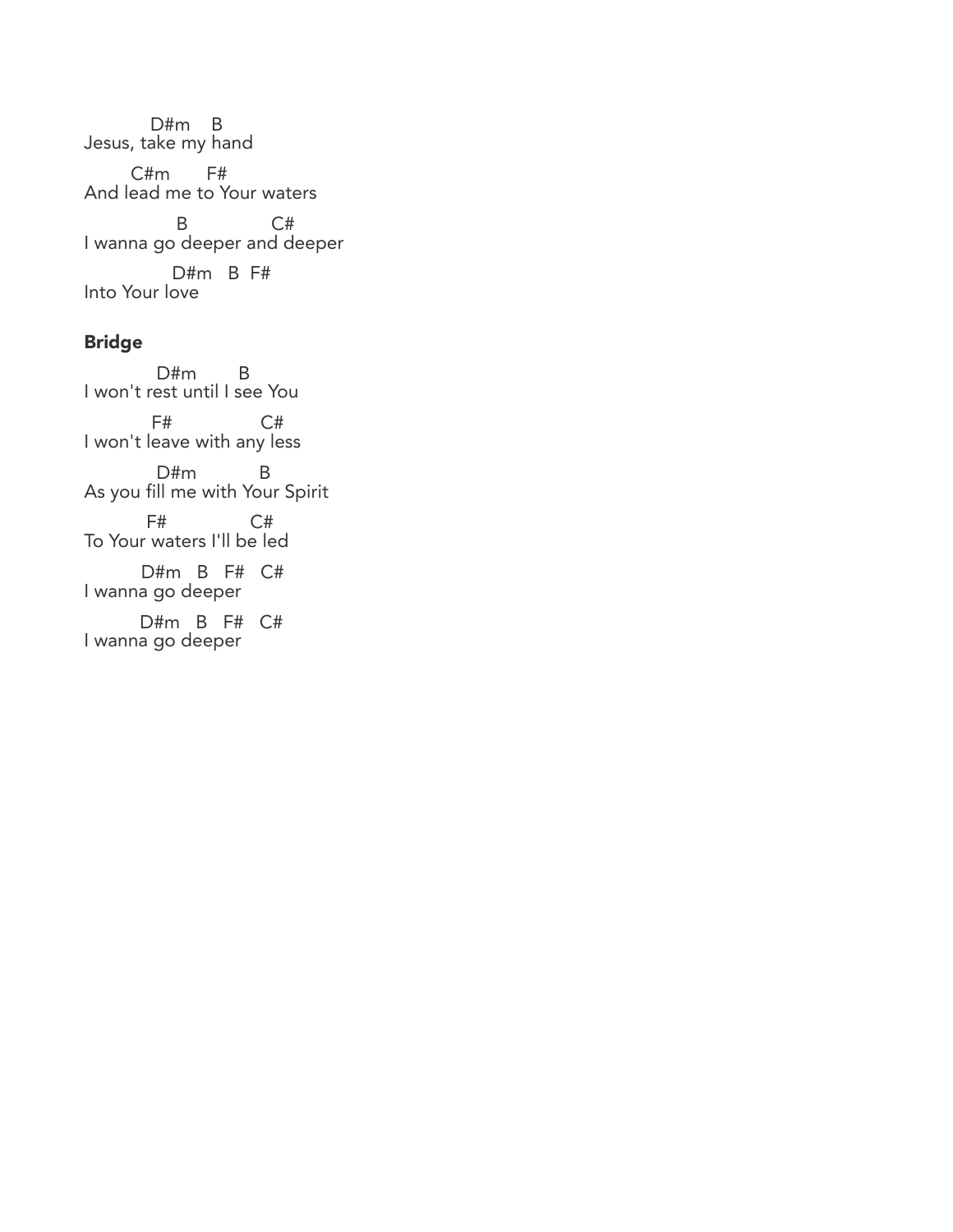```
          D#m    B
Jesus, take my hand

       C#m       F#
And lead me to Your waters

              B              C#
I wanna go deeper and deeper

             D#m   B  F#
Into Your love
```

**Bridge**

```
           D#m        B
I won't rest until I see You

          F#               C#
I won't leave with any less

           D#m            B
As you fill me with Your Spirit

         F#               C#
To Your waters I'll be led

         D#m   B   F#   C#
I wanna go deeper

         D#m   B   F#   C#
I wanna go deeper
```